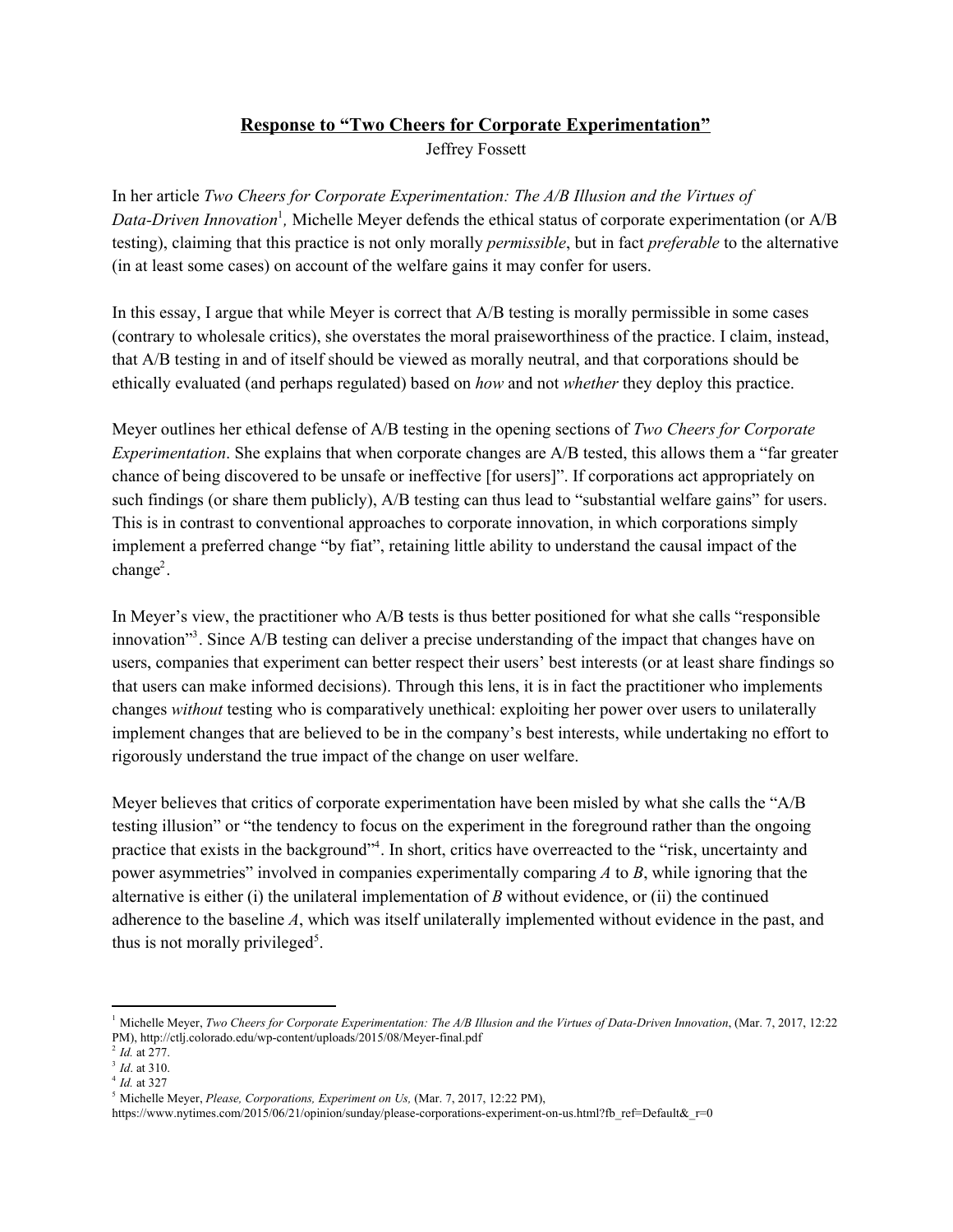# **Response to "Two Cheers for Corporate Experimentation"**

Jeffrey Fossett

In her article *Two Cheers for Corporate Experimentation: The A/B Illusion and the Virtues of Data-Driven Innovation*[1], Michelle Meyer defends the ethical status of corporate experimentation (or A/B testing), claiming that this practice is not only morally *permissible*, but in fact *preferable* to the alternative (in at least some cases) on account of the welfare gains it may confer for users.

In this essay, I argue that while Meyer is correct that A/B testing is morally permissible in some cases (contrary to wholesale critics), she overstates the moral praiseworthiness of the practice. I claim, instead, that A/B testing in and of itself should be viewed as morally neutral, and that corporations should be ethically evaluated (and perhaps regulated) based on *how* and not *whether* they deploy this practice.

Meyer outlines her ethical defense of A/B testing in the opening sections of *Two Cheers for Corporate Experimentation*. She explains that when corporate changes are A/B tested, this allows them a "far greater chance of being discovered to be unsafe or ineffective [for users]". If corporations act appropriately on such findings (or share them publicly), A/B testing can thus lead to "substantial welfare gains" for users. This is in contrast to conventional approaches to corporate innovation, in which corporations simply implement a preferred change "by fiat", retaining little ability to understand the causal impact of the change[2].

In Meyer's view, the practitioner who A/B tests is thus better positioned for what she calls "responsible innovation"[3]. Since A/B testing can deliver a precise understanding of the impact that changes have on users, companies that experiment can better respect their users' best interests (or at least share findings so that users can make informed decisions). Through this lens, it is in fact the practitioner who implements changes *without* testing who is comparatively unethical: exploiting her power over users to unilaterally implement changes that are believed to be in the company's best interests, while undertaking no effort to rigorously understand the true impact of the change on user welfare.

Meyer believes that critics of corporate experimentation have been misled by what she calls the "A/B testing illusion" or "the tendency to focus on the experiment in the foreground rather than the ongoing practice that exists in the background"[4]. In short, critics have overreacted to the "risk, uncertainty and power asymmetries" involved in companies experimentally comparing *A* to *B*, while ignoring that the alternative is either (i) the unilateral implementation of *B* without evidence, or (ii) the continued adherence to the baseline *A*, which was itself unilaterally implemented without evidence in the past, and thus is not morally privileged[5].

---

[1] Michelle Meyer, *Two Cheers for Corporate Experimentation: The A/B Illusion and the Virtues of Data-Driven Innovation*, (Mar. 7, 2017, 12:22 PM), http://ctlj.colorado.edu/wp-content/uploads/2015/08/Meyer-final.pdf

[2] *Id.* at 277.

[3] *Id*. at 310.

[4] *Id.* at 327

[5] Michelle Meyer, *Please, Corporations, Experiment on Us,* (Mar. 7, 2017, 12:22 PM), https://www.nytimes.com/2015/06/21/opinion/sunday/please-corporations-experiment-on-us.html?fb_ref=Default&_r=0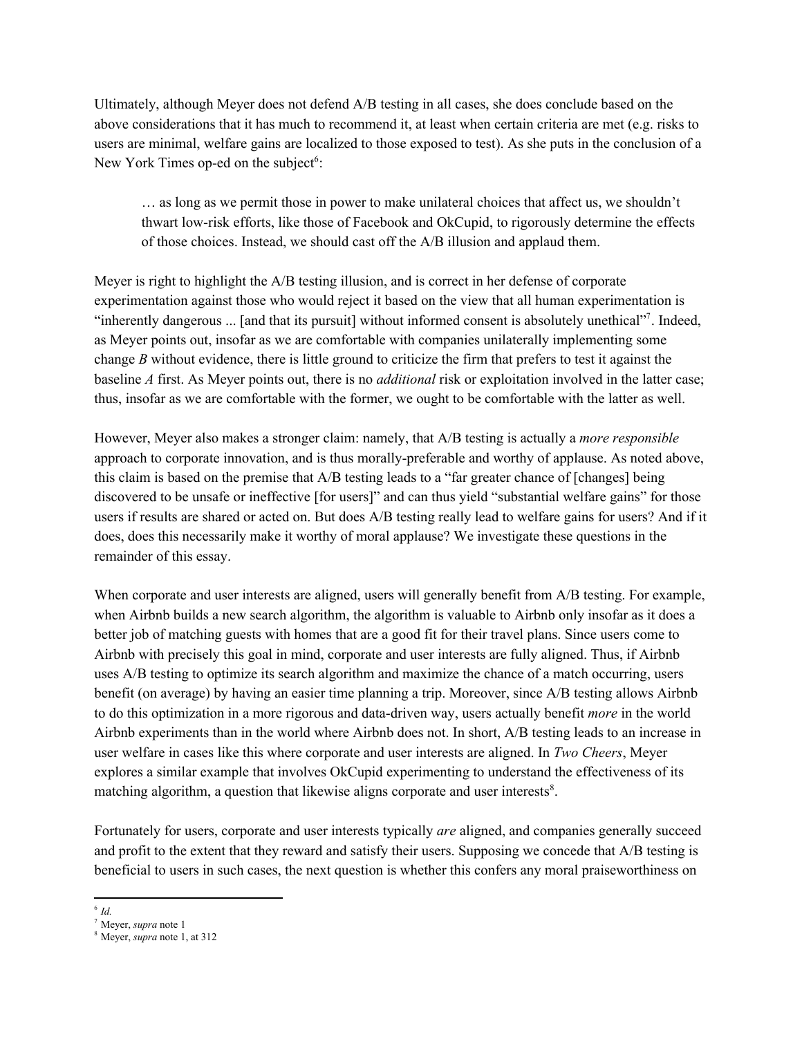Ultimately, although Meyer does not defend A/B testing in all cases, she does conclude based on the above considerations that it has much to recommend it, at least when certain criteria are met (e.g. risks to users are minimal, welfare gains are localized to those exposed to test). As she puts in the conclusion of a New York Times op-ed on the subject[6]:

> … as long as we permit those in power to make unilateral choices that affect us, we shouldn't thwart low-risk efforts, like those of Facebook and OkCupid, to rigorously determine the effects of those choices. Instead, we should cast off the A/B illusion and applaud them.

Meyer is right to highlight the A/B testing illusion, and is correct in her defense of corporate experimentation against those who would reject it based on the view that all human experimentation is "inherently dangerous ... [and that its pursuit] without informed consent is absolutely unethical"[7]. Indeed, as Meyer points out, insofar as we are comfortable with companies unilaterally implementing some change *B* without evidence, there is little ground to criticize the firm that prefers to test it against the baseline *A* first. As Meyer points out, there is no *additional* risk or exploitation involved in the latter case; thus, insofar as we are comfortable with the former, we ought to be comfortable with the latter as well.

However, Meyer also makes a stronger claim: namely, that A/B testing is actually a *more responsible* approach to corporate innovation, and is thus morally-preferable and worthy of applause. As noted above, this claim is based on the premise that A/B testing leads to a "far greater chance of [changes] being discovered to be unsafe or ineffective [for users]" and can thus yield "substantial welfare gains" for those users if results are shared or acted on. But does A/B testing really lead to welfare gains for users? And if it does, does this necessarily make it worthy of moral applause? We investigate these questions in the remainder of this essay.

When corporate and user interests are aligned, users will generally benefit from A/B testing. For example, when Airbnb builds a new search algorithm, the algorithm is valuable to Airbnb only insofar as it does a better job of matching guests with homes that are a good fit for their travel plans. Since users come to Airbnb with precisely this goal in mind, corporate and user interests are fully aligned. Thus, if Airbnb uses A/B testing to optimize its search algorithm and maximize the chance of a match occurring, users benefit (on average) by having an easier time planning a trip. Moreover, since A/B testing allows Airbnb to do this optimization in a more rigorous and data-driven way, users actually benefit *more* in the world Airbnb experiments than in the world where Airbnb does not. In short, A/B testing leads to an increase in user welfare in cases like this where corporate and user interests are aligned. In *Two Cheers*, Meyer explores a similar example that involves OkCupid experimenting to understand the effectiveness of its matching algorithm, a question that likewise aligns corporate and user interests[8].

Fortunately for users, corporate and user interests typically *are* aligned, and companies generally succeed and profit to the extent that they reward and satisfy their users. Supposing we concede that A/B testing is beneficial to users in such cases, the next question is whether this confers any moral praiseworthiness on

---

[6] *Id.*

[7] Meyer, *supra* note 1

[8] Meyer, *supra* note 1, at 312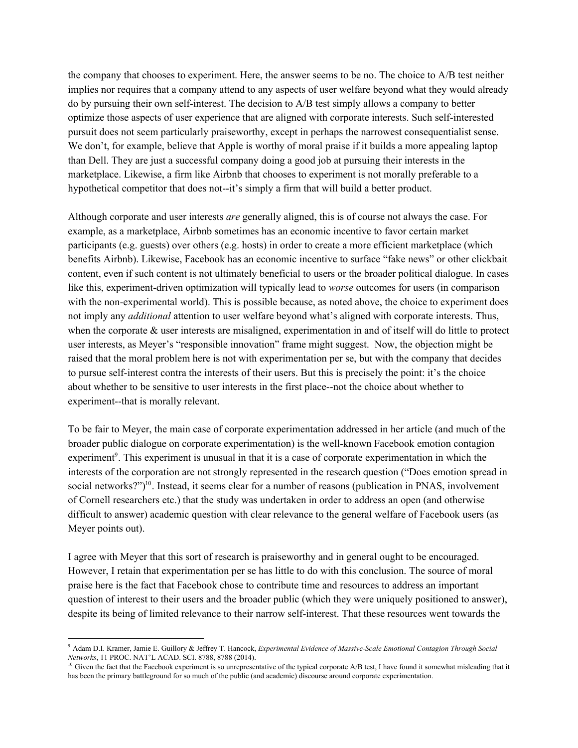the company that chooses to experiment. Here, the answer seems to be no. The choice to A/B test neither implies nor requires that a company attend to any aspects of user welfare beyond what they would already do by pursuing their own self-interest. The decision to A/B test simply allows a company to better optimize those aspects of user experience that are aligned with corporate interests. Such self-interested pursuit does not seem particularly praiseworthy, except in perhaps the narrowest consequentialist sense. We don't, for example, believe that Apple is worthy of moral praise if it builds a more appealing laptop than Dell. They are just a successful company doing a good job at pursuing their interests in the marketplace. Likewise, a firm like Airbnb that chooses to experiment is not morally preferable to a hypothetical competitor that does not--it's simply a firm that will build a better product.

Although corporate and user interests *are* generally aligned, this is of course not always the case. For example, as a marketplace, Airbnb sometimes has an economic incentive to favor certain market participants (e.g. guests) over others (e.g. hosts) in order to create a more efficient marketplace (which benefits Airbnb). Likewise, Facebook has an economic incentive to surface "fake news" or other clickbait content, even if such content is not ultimately beneficial to users or the broader political dialogue. In cases like this, experiment-driven optimization will typically lead to *worse* outcomes for users (in comparison with the non-experimental world). This is possible because, as noted above, the choice to experiment does not imply any *additional* attention to user welfare beyond what's aligned with corporate interests. Thus, when the corporate & user interests are misaligned, experimentation in and of itself will do little to protect user interests, as Meyer's "responsible innovation" frame might suggest. Now, the objection might be raised that the moral problem here is not with experimentation per se, but with the company that decides to pursue self-interest contra the interests of their users. But this is precisely the point: it's the choice about whether to be sensitive to user interests in the first place--not the choice about whether to experiment--that is morally relevant.

To be fair to Meyer, the main case of corporate experimentation addressed in her article (and much of the broader public dialogue on corporate experimentation) is the well-known Facebook emotion contagion experiment[9]. This experiment is unusual in that it is a case of corporate experimentation in which the interests of the corporation are not strongly represented in the research question ("Does emotion spread in social networks?")[10]. Instead, it seems clear for a number of reasons (publication in PNAS, involvement of Cornell researchers etc.) that the study was undertaken in order to address an open (and otherwise difficult to answer) academic question with clear relevance to the general welfare of Facebook users (as Meyer points out).

I agree with Meyer that this sort of research is praiseworthy and in general ought to be encouraged. However, I retain that experimentation per se has little to do with this conclusion. The source of moral praise here is the fact that Facebook chose to contribute time and resources to address an important question of interest to their users and the broader public (which they were uniquely positioned to answer), despite its being of limited relevance to their narrow self-interest. That these resources went towards the

---

[9] Adam D.I. Kramer, Jamie E. Guillory & Jeffrey T. Hancock, *Experimental Evidence of Massive-Scale Emotional Contagion Through Social Networks*, 11 PROC. NAT'L ACAD. SCI. 8788, 8788 (2014).

[10] Given the fact that the Facebook experiment is so unrepresentative of the typical corporate A/B test, I have found it somewhat misleading that it has been the primary battleground for so much of the public (and academic) discourse around corporate experimentation.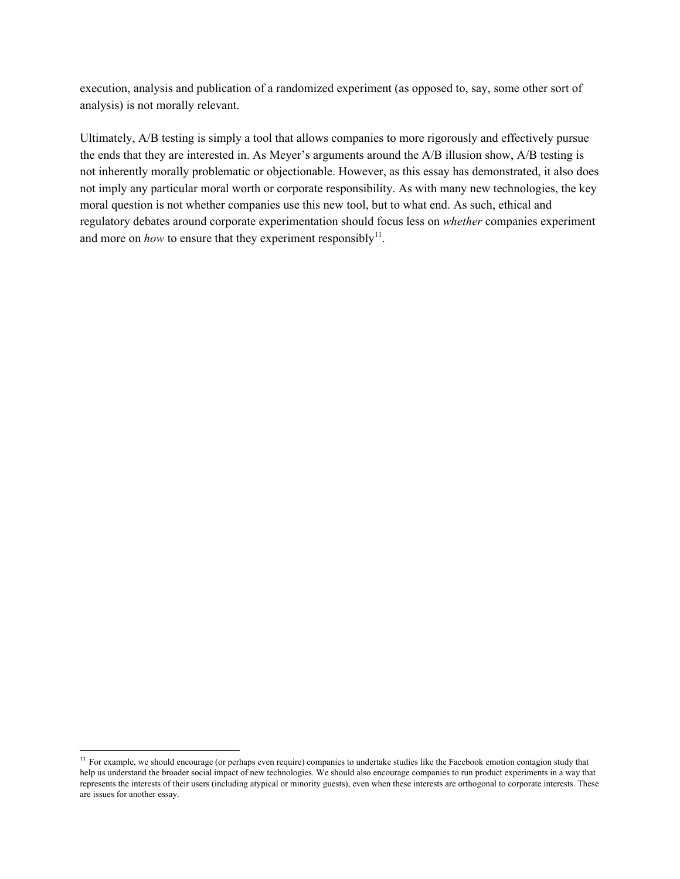execution, analysis and publication of a randomized experiment (as opposed to, say, some other sort of analysis) is not morally relevant.

Ultimately, A/B testing is simply a tool that allows companies to more rigorously and effectively pursue the ends that they are interested in. As Meyer's arguments around the A/B illusion show, A/B testing is not inherently morally problematic or objectionable. However, as this essay has demonstrated, it also does not imply any particular moral worth or corporate responsibility. As with many new technologies, the key moral question is not whether companies use this new tool, but to what end. As such, ethical and regulatory debates around corporate experimentation should focus less on *whether* companies experiment and more on *how* to ensure that they experiment responsibly[11].

---

[11] For example, we should encourage (or perhaps even require) companies to undertake studies like the Facebook emotion contagion study that help us understand the broader social impact of new technologies. We should also encourage companies to run product experiments in a way that represents the interests of their users (including atypical or minority guests), even when these interests are orthogonal to corporate interests. These are issues for another essay.